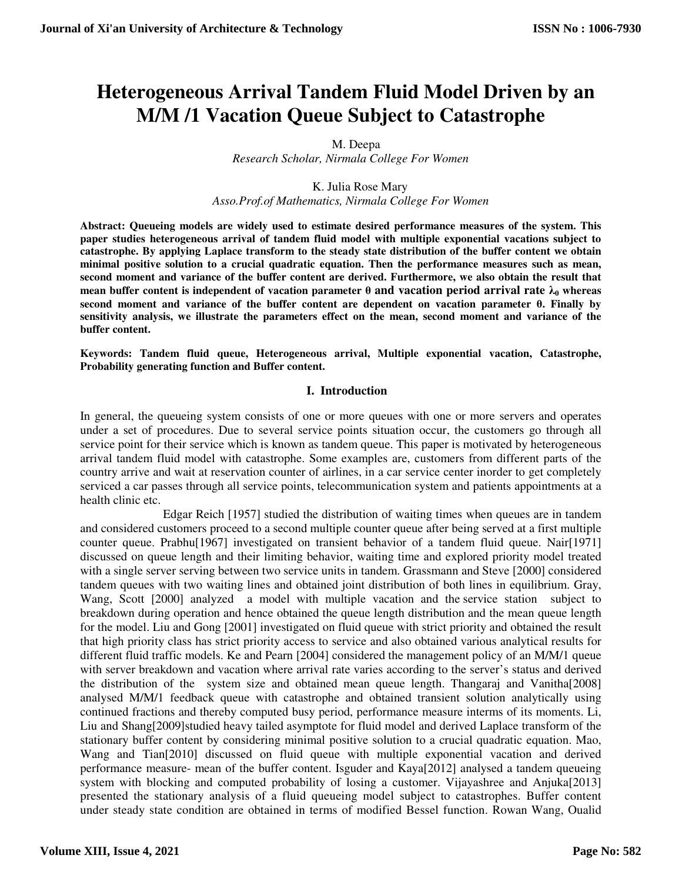# Heterogeneous Arrival Tandem Fluid Model Driven by an M/M /1 Vacation Queue Subject to Catastrophe

M. Deepa
*Research Scholar, Nirmala College For Women*

K. Julia Rose Mary
*Asso.Prof.of Mathematics, Nirmala College For Women*

**Abstract: Queueing models are widely used to estimate desired performance measures of the system. This paper studies heterogeneous arrival of tandem fluid model with multiple exponential vacations subject to catastrophe. By applying Laplace transform to the steady state distribution of the buffer content we obtain minimal positive solution to a crucial quadratic equation. Then the performance measures such as mean, second moment and variance of the buffer content are derived. Furthermore, we also obtain the result that mean buffer content is independent of vacation parameter θ and vacation period arrival rate $\lambda_0$ whereas second moment and variance of the buffer content are dependent on vacation parameter θ. Finally by sensitivity analysis, we illustrate the parameters effect on the mean, second moment and variance of the buffer content.**

**Keywords: Tandem fluid queue, Heterogeneous arrival, Multiple exponential vacation, Catastrophe, Probability generating function and Buffer content.**

## I. Introduction

In general, the queueing system consists of one or more queues with one or more servers and operates under a set of procedures. Due to several service points situation occur, the customers go through all service point for their service which is known as tandem queue. This paper is motivated by heterogeneous arrival tandem fluid model with catastrophe. Some examples are, customers from different parts of the country arrive and wait at reservation counter of airlines, in a car service center inorder to get completely serviced a car passes through all service points, telecommunication system and patients appointments at a health clinic etc.

Edgar Reich [1957] studied the distribution of waiting times when queues are in tandem and considered customers proceed to a second multiple counter queue after being served at a first multiple counter queue. Prabhu[1967] investigated on transient behavior of a tandem fluid queue. Nair[1971] discussed on queue length and their limiting behavior, waiting time and explored priority model treated with a single server serving between two service units in tandem. Grassmann and Steve [2000] considered tandem queues with two waiting lines and obtained joint distribution of both lines in equilibrium. Gray, Wang, Scott [2000] analyzed a model with multiple vacation and the service station subject to breakdown during operation and hence obtained the queue length distribution and the mean queue length for the model. Liu and Gong [2001] investigated on fluid queue with strict priority and obtained the result that high priority class has strict priority access to service and also obtained various analytical results for different fluid traffic models. Ke and Pearn [2004] considered the management policy of an M/M/1 queue with server breakdown and vacation where arrival rate varies according to the server's status and derived the distribution of the system size and obtained mean queue length. Thangaraj and Vanitha[2008] analysed M/M/1 feedback queue with catastrophe and obtained transient solution analytically using continued fractions and thereby computed busy period, performance measure interms of its moments. Li, Liu and Shang[2009]studied heavy tailed asymptote for fluid model and derived Laplace transform of the stationary buffer content by considering minimal positive solution to a crucial quadratic equation. Mao, Wang and Tian[2010] discussed on fluid queue with multiple exponential vacation and derived performance measure- mean of the buffer content. Isguder and Kaya[2012] analysed a tandem queueing system with blocking and computed probability of losing a customer. Vijayashree and Anjuka[2013] presented the stationary analysis of a fluid queueing model subject to catastrophes. Buffer content under steady state condition are obtained in terms of modified Bessel function. Rowan Wang, Oualid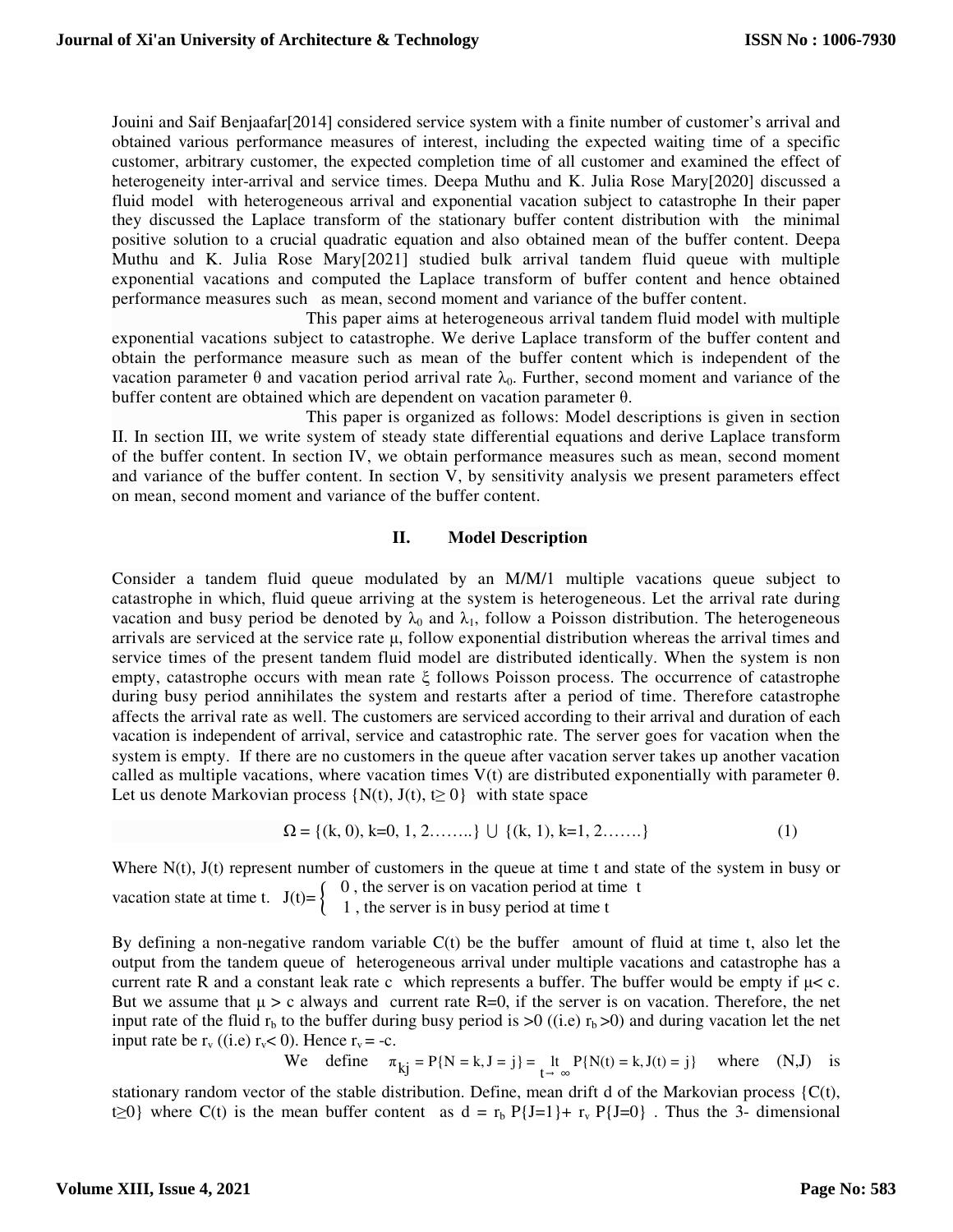Jouini and Saif Benjaafar[2014] considered service system with a finite number of customer's arrival and obtained various performance measures of interest, including the expected waiting time of a specific customer, arbitrary customer, the expected completion time of all customer and examined the effect of heterogeneity inter-arrival and service times. Deepa Muthu and K. Julia Rose Mary[2020] discussed a fluid model with heterogeneous arrival and exponential vacation subject to catastrophe In their paper they discussed the Laplace transform of the stationary buffer content distribution with the minimal positive solution to a crucial quadratic equation and also obtained mean of the buffer content. Deepa Muthu and K. Julia Rose Mary[2021] studied bulk arrival tandem fluid queue with multiple exponential vacations and computed the Laplace transform of buffer content and hence obtained performance measures such as mean, second moment and variance of the buffer content.

This paper aims at heterogeneous arrival tandem fluid model with multiple exponential vacations subject to catastrophe. We derive Laplace transform of the buffer content and obtain the performance measure such as mean of the buffer content which is independent of the vacation parameter θ and vacation period arrival rate $\lambda_0$. Further, second moment and variance of the buffer content are obtained which are dependent on vacation parameter θ.

This paper is organized as follows: Model descriptions is given in section II. In section III, we write system of steady state differential equations and derive Laplace transform of the buffer content. In section IV, we obtain performance measures such as mean, second moment and variance of the buffer content. In section V, by sensitivity analysis we present parameters effect on mean, second moment and variance of the buffer content.

## II. Model Description

Consider a tandem fluid queue modulated by an M/M/1 multiple vacations queue subject to catastrophe in which, fluid queue arriving at the system is heterogeneous. Let the arrival rate during vacation and busy period be denoted by $\lambda_0$ and $\lambda_1$, follow a Poisson distribution. The heterogeneous arrivals are serviced at the service rate μ, follow exponential distribution whereas the arrival times and service times of the present tandem fluid model are distributed identically. When the system is non empty, catastrophe occurs with mean rate ξ follows Poisson process. The occurrence of catastrophe during busy period annihilates the system and restarts after a period of time. Therefore catastrophe affects the arrival rate as well. The customers are serviced according to their arrival and duration of each vacation is independent of arrival, service and catastrophic rate. The server goes for vacation when the system is empty. If there are no customers in the queue after vacation server takes up another vacation called as multiple vacations, where vacation times V(t) are distributed exponentially with parameter θ. Let us denote Markovian process $\{N(t), J(t), t \geq 0\}$ with state space

$$\Omega = \{(k, 0), k=0, 1, 2........\} \cup \{(k, 1), k=1, 2.......\} \qquad (1)$$

Where N(t), J(t) represent number of customers in the queue at time t and state of the system in busy or vacation state at time t. $J(t)=\begin{cases} 0, & \text{the server is on vacation period at time } t \\ 1, & \text{the server is in busy period at time } t \end{cases}$

By defining a non-negative random variable C(t) be the buffer amount of fluid at time t, also let the output from the tandem queue of heterogeneous arrival under multiple vacations and catastrophe has a current rate R and a constant leak rate c which represents a buffer. The buffer would be empty if $\mu < c$. But we assume that $\mu > c$ always and current rate R=0, if the server is on vacation. Therefore, the net input rate of the fluid $r_b$ to the buffer during busy period is >0 ((i.e) $r_b > 0$) and during vacation let the net input rate be $r_v$ ((i.e) $r_v < 0$). Hence $r_v = -c$.

We define $\pi_{kj} = P\{N = k, J = j\} = \lim_{t \to \infty} P\{N(t) = k, J(t) = j\}$ where (N,J) is stationary random vector of the stable distribution. Define, mean drift d of the Markovian process $\{C(t), t \geq 0\}$ where C(t) is the mean buffer content as $d = r_b P\{J=1\} + r_v P\{J=0\}$ . Thus the 3- dimensional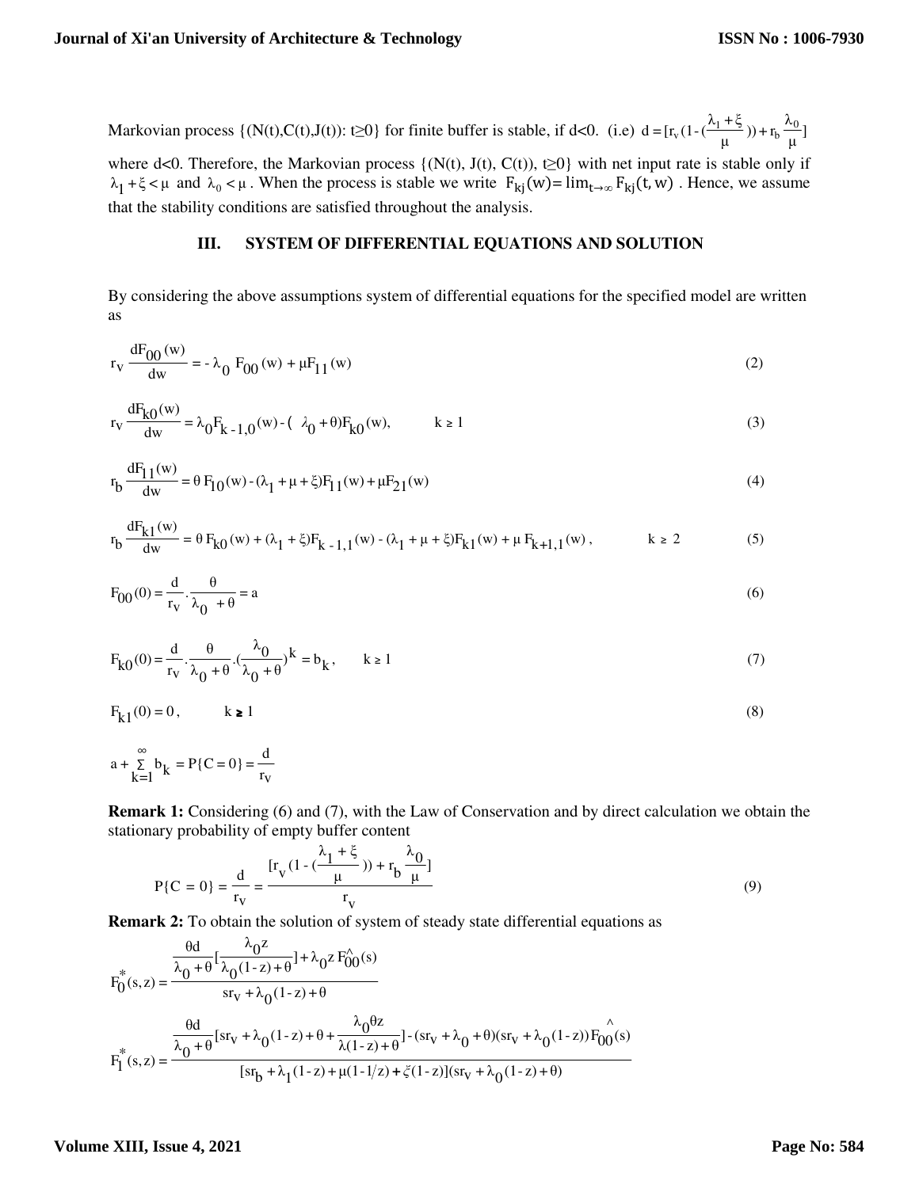Markovian process $\{(N(t),C(t),J(t)): t\geq 0\}$ for finite buffer is stable, if d<0. (i.e) $d = [r_v(1-(\frac{\lambda_1+\xi}{\mu})) + r_b\frac{\lambda_0}{\mu}]$ where d<0. Therefore, the Markovian process $\{(N(t), J(t), C(t)), t\geq 0\}$ with net input rate is stable only if $\lambda_1+\xi<\mu$ and $\lambda_0<\mu$. When the process is stable we write $F_{kj}(w)=\lim_{t\to\infty}F_{kj}(t,w)$. Hence, we assume that the stability conditions are satisfied throughout the analysis.

## III. SYSTEM OF DIFFERENTIAL EQUATIONS AND SOLUTION

By considering the above assumptions system of differential equations for the specified model are written as

$$r_v\frac{dF_{00}(w)}{dw} = -\lambda_0 F_{00}(w) + \mu F_{11}(w) \tag{2}$$

$$r_v\frac{dF_{k0}(w)}{dw} = \lambda_0 F_{k-1,0}(w) - (\lambda_0+\theta)F_{k0}(w), \qquad k\geq 1 \tag{3}$$

$$r_b\frac{dF_{11}(w)}{dw} = \theta F_{10}(w) - (\lambda_1+\mu+\xi)F_{11}(w) + \mu F_{21}(w) \tag{4}$$

$$r_b\frac{dF_{k1}(w)}{dw} = \theta F_{k0}(w) + (\lambda_1+\xi)F_{k-1,1}(w) - (\lambda_1+\mu+\xi)F_{k1}(w) + \mu F_{k+1,1}(w), \qquad k\geq 2 \tag{5}$$

$$F_{00}(0) = \frac{d}{r_v}\cdot\frac{\theta}{\lambda_0+\theta} = a \tag{6}$$

$$F_{k0}(0) = \frac{d}{r_v}\cdot\frac{\theta}{\lambda_0+\theta}\cdot\left(\frac{\lambda_0}{\lambda_0+\theta}\right)^k = b_k, \qquad k\geq 1 \tag{7}$$

$$F_{k1}(0) = 0, \qquad k\geq 1 \tag{8}$$

$$a + \sum_{k=1}^{\infty} b_k = P\{C=0\} = \frac{d}{r_v}$$

**Remark 1:** Considering (6) and (7), with the Law of Conservation and by direct calculation we obtain the stationary probability of empty buffer content

$$P\{C=0\} = \frac{d}{r_v} = \frac{[r_v(1-(\frac{\lambda_1+\xi}{\mu})) + r_b\frac{\lambda_0}{\mu}]}{r_v} \tag{9}$$

**Remark 2:** To obtain the solution of system of steady state differential equations as

$$F_0^*(s,z) = \frac{\frac{\theta d}{\lambda_0+\theta}[\frac{\lambda_0 z}{\lambda_0(1-z)+\theta}] + \lambda_0 z\hat{F}_{00}(s)}{sr_v+\lambda_0(1-z)+\theta}$$

$$F_1^*(s,z) = \frac{\frac{\theta d}{\lambda_0+\theta}[sr_v+\lambda_0(1-z)+\theta+\frac{\lambda_0\theta z}{\lambda(1-z)+\theta}] - (sr_v+\lambda_0+\theta)(sr_v+\lambda_0(1-z))\hat{F}_{00}(s)}{[sr_b+\lambda_1(1-z)+\mu(1-1/z)+\xi(1-z)](sr_v+\lambda_0(1-z)+\theta)}$$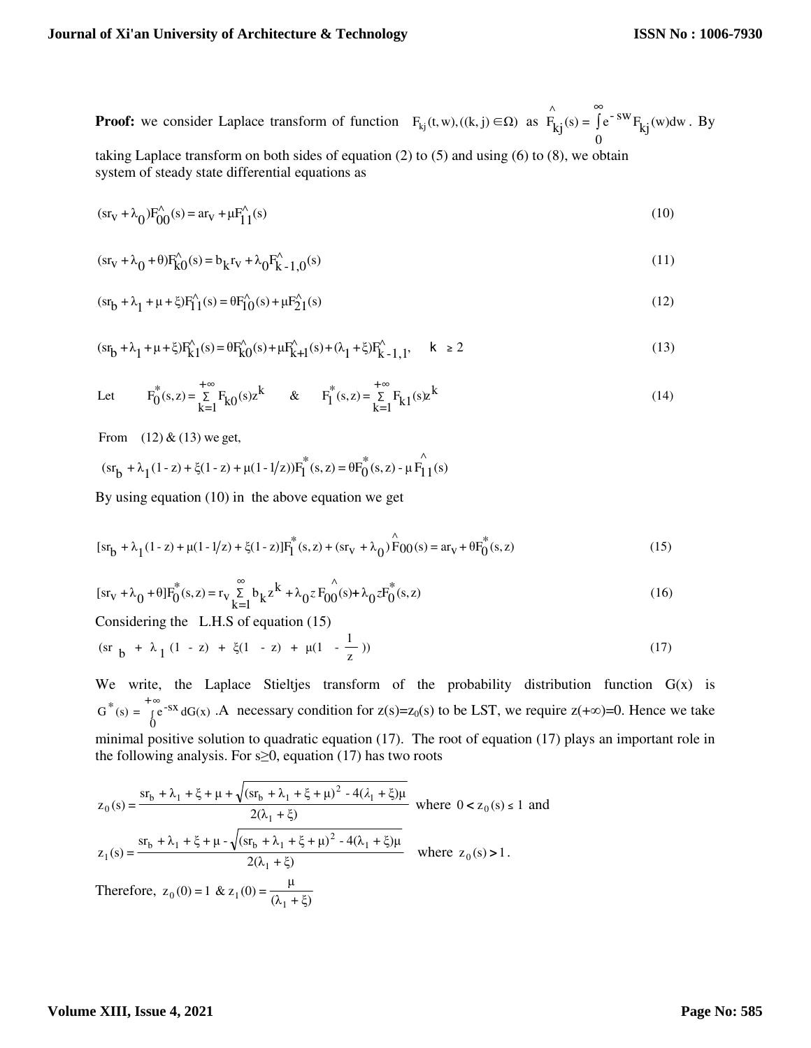**Proof:** we consider Laplace transform of function $F_{kj}(t,w),((k,j)\in\Omega)$ as $\hat{F}_{kj}(s)=\int_0^{\infty} e^{-sw}F_{kj}(w)dw$. By taking Laplace transform on both sides of equation (2) to (5) and using (6) to (8), we obtain system of steady state differential equations as

$$(sr_v+\lambda_0)\hat{F}_{00}(s)=ar_v+\mu\hat{F}_{11}(s) \tag{10}$$

$$(sr_v+\lambda_0+\theta)\hat{F}_{k0}(s)=b_k r_v+\lambda_0\hat{F}_{k-1,0}(s) \tag{11}$$

$$(sr_b+\lambda_1+\mu+\xi)\hat{F}_{11}(s)=\theta\hat{F}_{10}(s)+\mu\hat{F}_{21}(s) \tag{12}$$

$$(sr_b+\lambda_1+\mu+\xi)\hat{F}_{k1}(s)=\theta\hat{F}_{k0}(s)+\mu\hat{F}_{k+1}(s)+(\lambda_1+\xi)\hat{F}_{k-1,1}, \quad k\geq 2 \tag{13}$$

Let $\quad F_0^*(s,z)=\sum_{k=1}^{+\infty}F_{k0}(s)z^k \quad \& \quad F_1^*(s,z)=\sum_{k=1}^{+\infty}F_{k1}(s)z^k \qquad (14)$

From (12) & (13) we get,

$$(sr_b+\lambda_1(1-z)+\xi(1-z)+\mu(1-1/z))F_1^*(s,z)=\theta F_0^*(s,z)-\mu\hat{F}_{11}(s)$$

By using equation (10) in the above equation we get

$$[sr_b+\lambda_1(1-z)+\mu(1-1/z)+\xi(1-z)]F_1^*(s,z)+(sr_v+\lambda_0)\hat{F}_{00}(s)=ar_v+\theta F_0^*(s,z) \tag{15}$$

$$[sr_v+\lambda_0+\theta]F_0^*(s,z)=r_v\sum_{k=1}^{\infty}b_k z^k+\lambda_0 z\hat{F}_{00}(s)+\lambda_0 zF_0^*(s,z) \tag{16}$$

Considering the L.H.S of equation (15)

$$(sr_b+\lambda_1(1-z)+\xi(1-z)+\mu(1-\frac{1}{z})) \tag{17}$$

We write, the Laplace Stieltjes transform of the probability distribution function G(x) is $G^*(s)=\int_0^{+\infty}e^{-sx}dG(x)$ .A necessary condition for $z(s)=z_0(s)$ to be LST, we require $z(+\infty)=0$. Hence we take minimal positive solution to quadratic equation (17). The root of equation (17) plays an important role in the following analysis. For $s\geq 0$, equation (17) has two roots

$$z_0(s)=\frac{sr_b+\lambda_1+\xi+\mu+\sqrt{(sr_b+\lambda_1+\xi+\mu)^2-4(\lambda_1+\xi)\mu}}{2(\lambda_1+\xi)} \text{ where } 0<z_0(s)\leq 1 \text{ and}$$

$$z_1(s)=\frac{sr_b+\lambda_1+\xi+\mu-\sqrt{(sr_b+\lambda_1+\xi+\mu)^2-4(\lambda_1+\xi)\mu}}{2(\lambda_1+\xi)} \text{ where } z_0(s)>1.$$

Therefore, $z_0(0)=1 \ \& \ z_1(0)=\frac{\mu}{(\lambda_1+\xi)}$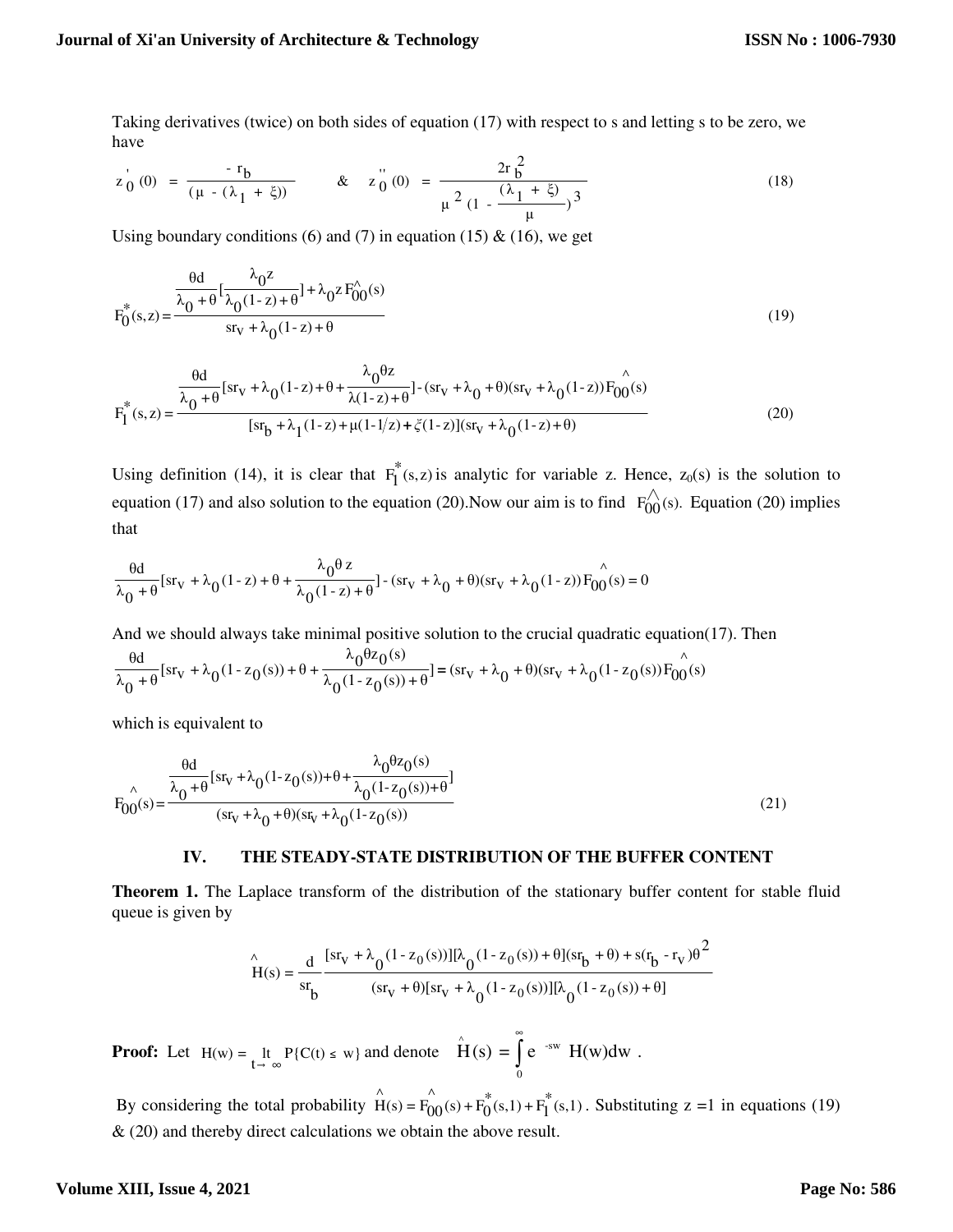Taking derivatives (twice) on both sides of equation (17) with respect to s and letting s to be zero, we have

$$z_0^{'}(0) = \frac{-r_b}{(\mu - (\lambda_1 + \xi))} \qquad \& \qquad z_0^{''}(0) = \frac{2r_b^2}{\mu^2 (1 - \frac{(\lambda_1 + \xi)}{\mu})^3} \tag{18}$$

Using boundary conditions (6) and (7) in equation (15) & (16), we get

$$F_0^*(s,z) = \frac{\frac{\theta d}{\lambda_0 + \theta}[\frac{\lambda_0 z}{\lambda_0(1-z)+\theta}] + \lambda_0 z \hat{F_{00}}(s)}{sr_V + \lambda_0(1-z) + \theta} \tag{19}$$

$$F_1^*(s,z) = \frac{\frac{\theta d}{\lambda_0 + \theta}[sr_V + \lambda_0(1-z) + \theta + \frac{\lambda_0 \theta z}{\lambda(1-z)+\theta}] - (sr_V + \lambda_0 + \theta)(sr_V + \lambda_0(1-z))\hat{F_{00}}(s)}{[sr_b + \lambda_1(1-z) + \mu(1-1/z) + \xi(1-z)](sr_V + \lambda_0(1-z) + \theta)} \tag{20}$$

Using definition (14), it is clear that $F_1^*(s,z)$ is analytic for variable z. Hence, $z_0(s)$ is the solution to equation (17) and also solution to the equation (20).Now our aim is to find $\hat{F_{00}}(s)$. Equation (20) implies that

$$\frac{\theta d}{\lambda_0 + \theta}[sr_V + \lambda_0(1-z) + \theta + \frac{\lambda_0 \theta z}{\lambda_0(1-z)+\theta}] - (sr_V + \lambda_0 + \theta)(sr_V + \lambda_0(1-z))\hat{F_{00}}(s) = 0$$

And we should always take minimal positive solution to the crucial quadratic equation(17). Then

$$\frac{\theta d}{\lambda_0 + \theta}[sr_V + \lambda_0(1-z_0(s)) + \theta + \frac{\lambda_0 \theta z_0(s)}{\lambda_0(1-z_0(s))+\theta}] = (sr_V + \lambda_0 + \theta)(sr_V + \lambda_0(1-z_0(s))\hat{F_{00}}(s)$$

which is equivalent to

$$\hat{F_{00}}(s) = \frac{\frac{\theta d}{\lambda_0 + \theta}[sr_V + \lambda_0(1-z_0(s)) + \theta + \frac{\lambda_0 \theta z_0(s)}{\lambda_0(1-z_0(s))+\theta}]}{(sr_V + \lambda_0 + \theta)(sr_V + \lambda_0(1-z_0(s))} \tag{21}$$

## IV. THE STEADY-STATE DISTRIBUTION OF THE BUFFER CONTENT

**Theorem 1.** The Laplace transform of the distribution of the stationary buffer content for stable fluid queue is given by

$$\hat{H}(s) = \frac{d}{sr_b} \frac{[sr_V + \lambda_0(1-z_0(s))][\lambda_0(1-z_0(s)) + \theta](sr_b + \theta) + s(r_b - r_V)\theta^2}{(sr_V + \theta)[sr_V + \lambda_0(1-z_0(s))][\lambda_0(1-z_0(s)) + \theta]}$$

**Proof:** Let $H(w) = \lim_{t \to \infty} P\{C(t) \le w\}$ and denote $\hat{H}(s) = \int_0^\infty e^{-sw} H(w) dw$.

By considering the total probability $\hat{H}(s) = \hat{F_{00}}(s) + F_0^*(s,1) + F_1^*(s,1)$. Substituting z =1 in equations (19) & (20) and thereby direct calculations we obtain the above result.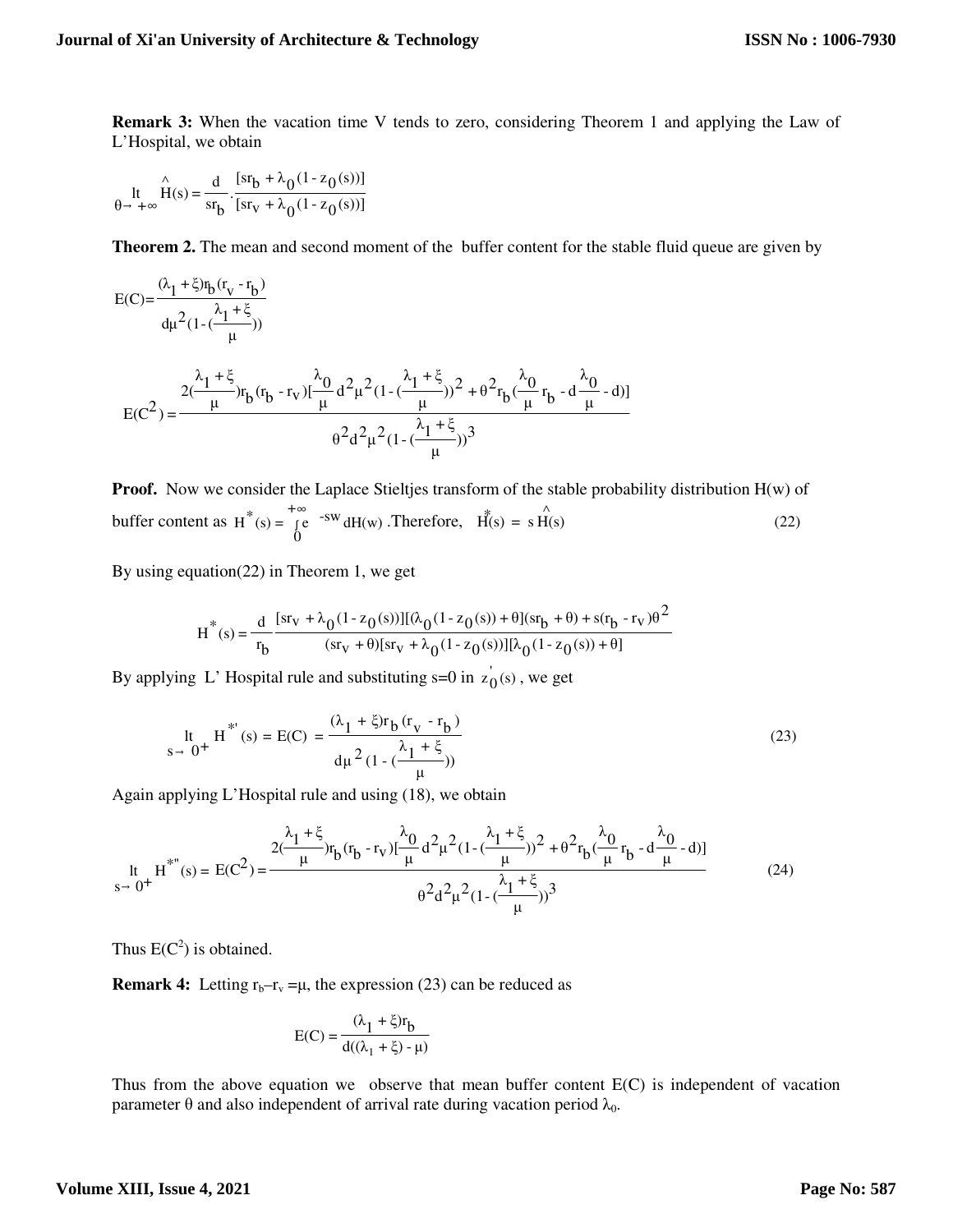**Remark 3:** When the vacation time V tends to zero, considering Theorem 1 and applying the Law of L'Hospital, we obtain

$$\lim_{\theta \to +\infty} \hat{H}(s) = \frac{d}{sr_b} \cdot \frac{[sr_b + \lambda_0(1 - z_0(s))]}{[sr_v + \lambda_0(1 - z_0(s))]}$$

**Theorem 2.** The mean and second moment of the buffer content for the stable fluid queue are given by

$$E(C) = \frac{(\lambda_1 + \xi) r_b (r_v - r_b)}{d\mu^2 (1 - (\frac{\lambda_1 + \xi}{\mu}))}$$

$$E(C^2) = \frac{2(\frac{\lambda_1 + \xi}{\mu}) r_b (r_b - r_v)[\frac{\lambda_0}{\mu} d^2 \mu^2 (1 - (\frac{\lambda_1 + \xi}{\mu}))^2 + \theta^2 r_b (\frac{\lambda_0}{\mu} r_b - d\frac{\lambda_0}{\mu} - d)]}{\theta^2 d^2 \mu^2 (1 - (\frac{\lambda_1 + \xi}{\mu}))^3}$$

**Proof.** Now we consider the Laplace Stieltjes transform of the stable probability distribution H(w) of buffer content as $H^*(s) = \int_0^{+\infty} e^{-sw} dH(w)$. Therefore, $H^*(s) = s\hat{H}(s)$ (22)

By using equation(22) in Theorem 1, we get

$$H^*(s) = \frac{d}{r_b} \frac{[sr_v + \lambda_0(1 - z_0(s))][(\lambda_0(1 - z_0(s)) + \theta](sr_b + \theta) + s(r_b - r_v)\theta^2}{(sr_v + \theta)[sr_v + \lambda_0(1 - z_0(s))][\lambda_0(1 - z_0(s)) + \theta]}$$

By applying L' Hospital rule and substituting s=0 in $z_0'(s)$, we get

$$\lim_{s \to 0^+} H^{*'}(s) = E(C) = \frac{(\lambda_1 + \xi) r_b (r_v - r_b)}{d\mu^2 (1 - (\frac{\lambda_1 + \xi}{\mu}))} \tag{23}$$

Again applying L'Hospital rule and using (18), we obtain

$$\lim_{s \to 0^+} H^{*''}(s) = E(C^2) = \frac{2(\frac{\lambda_1 + \xi}{\mu}) r_b (r_b - r_v)[\frac{\lambda_0}{\mu} d^2 \mu^2 (1 - (\frac{\lambda_1 + \xi}{\mu}))^2 + \theta^2 r_b (\frac{\lambda_0}{\mu} r_b - d\frac{\lambda_0}{\mu} - d)]}{\theta^2 d^2 \mu^2 (1 - (\frac{\lambda_1 + \xi}{\mu}))^3} \tag{24}$$

Thus $E(C^2)$ is obtained.

**Remark 4:** Letting $r_b - r_v = \mu$, the expression (23) can be reduced as

$$E(C) = \frac{(\lambda_1 + \xi) r_b}{d((\lambda_1 + \xi) - \mu)}$$

Thus from the above equation we observe that mean buffer content E(C) is independent of vacation parameter $\theta$ and also independent of arrival rate during vacation period $\lambda_0$.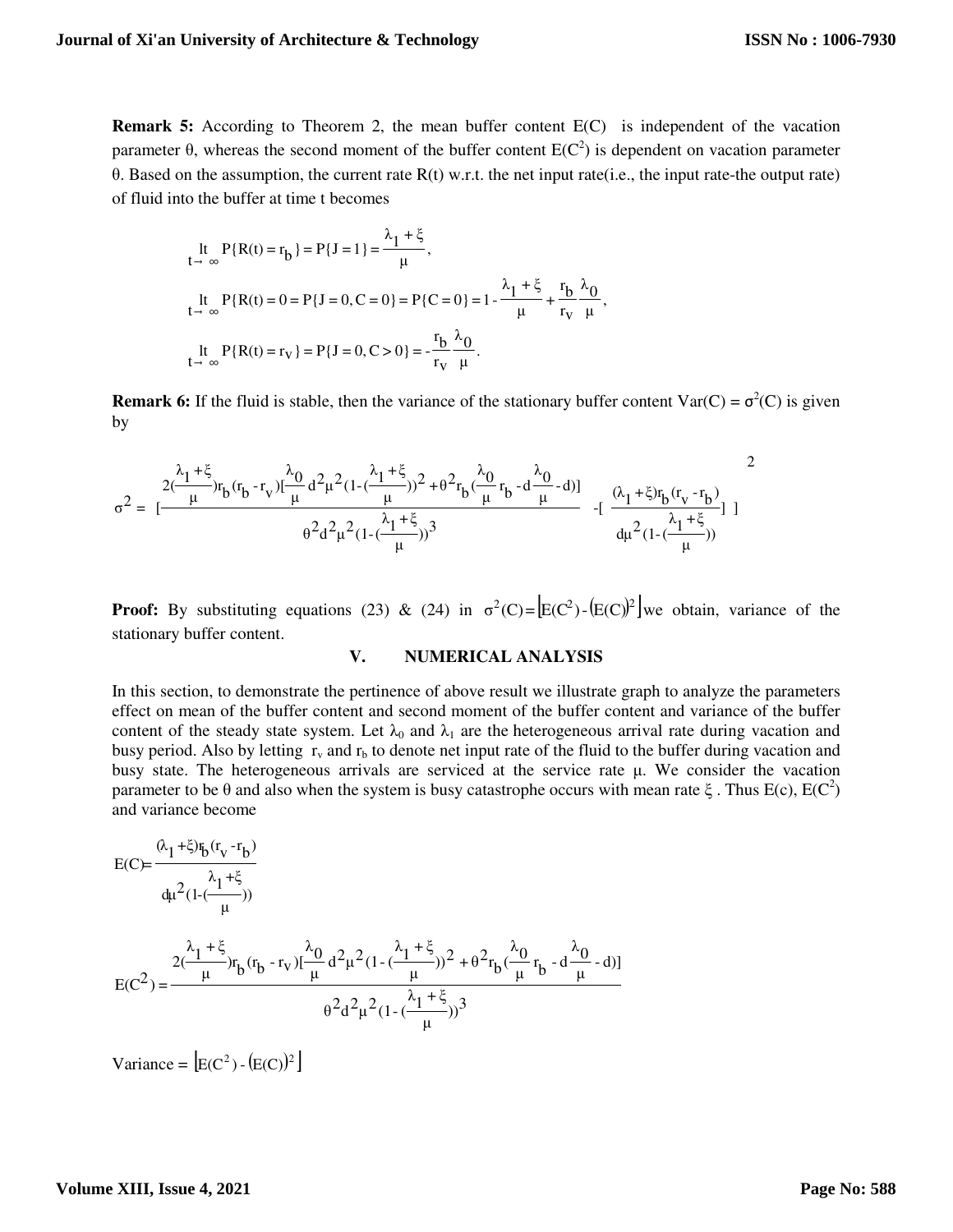**Remark 5:** According to Theorem 2, the mean buffer content E(C) is independent of the vacation parameter θ, whereas the second moment of the buffer content $E(C^2)$ is dependent on vacation parameter θ. Based on the assumption, the current rate R(t) w.r.t. the net input rate(i.e., the input rate-the output rate) of fluid into the buffer at time t becomes

$$\underset{t\to\infty}{\text{lt}} P\{R(t) = r_b\} = P\{J = 1\} = \frac{\lambda_1 + \xi}{\mu},$$

$$\underset{t\to\infty}{\text{lt}} P\{R(t) = 0 = P\{J = 0, C = 0\} = P\{C = 0\} = 1 - \frac{\lambda_1 + \xi}{\mu} + \frac{r_b}{r_v}\frac{\lambda_0}{\mu},$$

$$\underset{t\to\infty}{\text{lt}} P\{R(t) = r_v\} = P\{J = 0, C > 0\} = -\frac{r_b}{r_v}\frac{\lambda_0}{\mu}.$$

**Remark 6:** If the fluid is stable, then the variance of the stationary buffer content $Var(C) = \sigma^2(C)$ is given by

$$\sigma^2 = \left[\frac{2\left(\frac{\lambda_1+\xi}{\mu}\right)r_b(r_b - r_v)\left[\frac{\lambda_0}{\mu}d^2\mu^2\left(1-\left(\frac{\lambda_1+\xi}{\mu}\right)\right)^2 + \theta^2 r_b\left(\frac{\lambda_0}{\mu}r_b - d\frac{\lambda_0}{\mu} - d\right)\right]}{\theta^2 d^2\mu^2\left(1-\left(\frac{\lambda_1+\xi}{\mu}\right)\right)^3} - \left[\frac{(\lambda_1+\xi)r_b(r_v - r_b)}{d\mu^2\left(1-\left(\frac{\lambda_1+\xi}{\mu}\right)\right)}\right]^2\right]$$

**Proof:** By substituting equations (23) & (24) in $\sigma^2(C) = \left[E(C^2) - (E(C))^2\right]$ we obtain, variance of the stationary buffer content.

## V. NUMERICAL ANALYSIS

In this section, to demonstrate the pertinence of above result we illustrate graph to analyze the parameters effect on mean of the buffer content and second moment of the buffer content and variance of the buffer content of the steady state system. Let $\lambda_0$ and $\lambda_1$ are the heterogeneous arrival rate during vacation and busy period. Also by letting $r_v$ and $r_b$ to denote net input rate of the fluid to the buffer during vacation and busy state. The heterogeneous arrivals are serviced at the service rate μ. We consider the vacation parameter to be θ and also when the system is busy catastrophe occurs with mean rate ξ. Thus E(c), $E(C^2)$ and variance become

$$E(C) = \frac{(\lambda_1+\xi)r_b(r_v - r_b)}{d\mu^2\left(1-\left(\frac{\lambda_1+\xi}{\mu}\right)\right)}$$

$$E(C^2) = \frac{2\left(\frac{\lambda_1+\xi}{\mu}\right)r_b(r_b - r_v)\left[\frac{\lambda_0}{\mu}d^2\mu^2\left(1-\left(\frac{\lambda_1+\xi}{\mu}\right)\right)^2 + \theta^2 r_b\left(\frac{\lambda_0}{\mu}r_b - d\frac{\lambda_0}{\mu} - d\right)\right]}{\theta^2 d^2\mu^2\left(1-\left(\frac{\lambda_1+\xi}{\mu}\right)\right)^3}$$

$$\text{Variance} = \left[E(C^2) - (E(C))^2\right]$$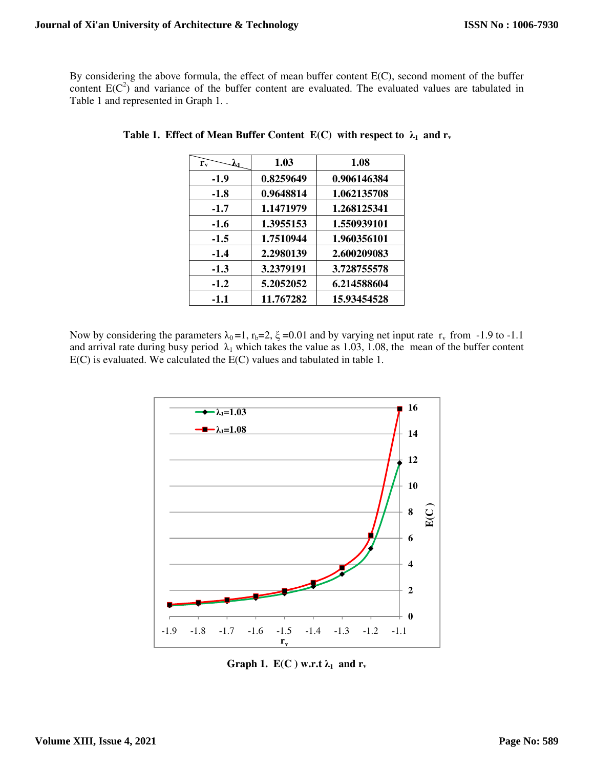By considering the above formula, the effect of mean buffer content E(C), second moment of the buffer content $E(C^2)$ and variance of the buffer content are evaluated. The evaluated values are tabulated in Table 1 and represented in Graph 1. .

**Table 1. Effect of Mean Buffer Content E(C) with respect to $\lambda_1$ and $r_v$**

| $r_v$ \ $\lambda_1$ | 1.03 | 1.08 |
|---|---|---|
| -1.9 | 0.8259649 | 0.906146384 |
| -1.8 | 0.9648814 | 1.062135708 |
| -1.7 | 1.1471979 | 1.268125341 |
| -1.6 | 1.3955153 | 1.550939101 |
| -1.5 | 1.7510944 | 1.960356101 |
| -1.4 | 2.2980139 | 2.600209083 |
| -1.3 | 3.2379191 | 3.728755578 |
| -1.2 | 5.2052052 | 6.214588604 |
| -1.1 | 11.767282 | 15.93454528 |

Now by considering the parameters $\lambda_0 = 1$, $r_b = 2$, $\xi = 0.01$ and by varying net input rate $r_v$ from -1.9 to -1.1 and arrival rate during busy period $\lambda_1$ which takes the value as 1.03, 1.08, the mean of the buffer content E(C) is evaluated. We calculated the E(C) values and tabulated in table 1.

**Graph 1. E(C ) w.r.t $\lambda_1$ and $r_v$**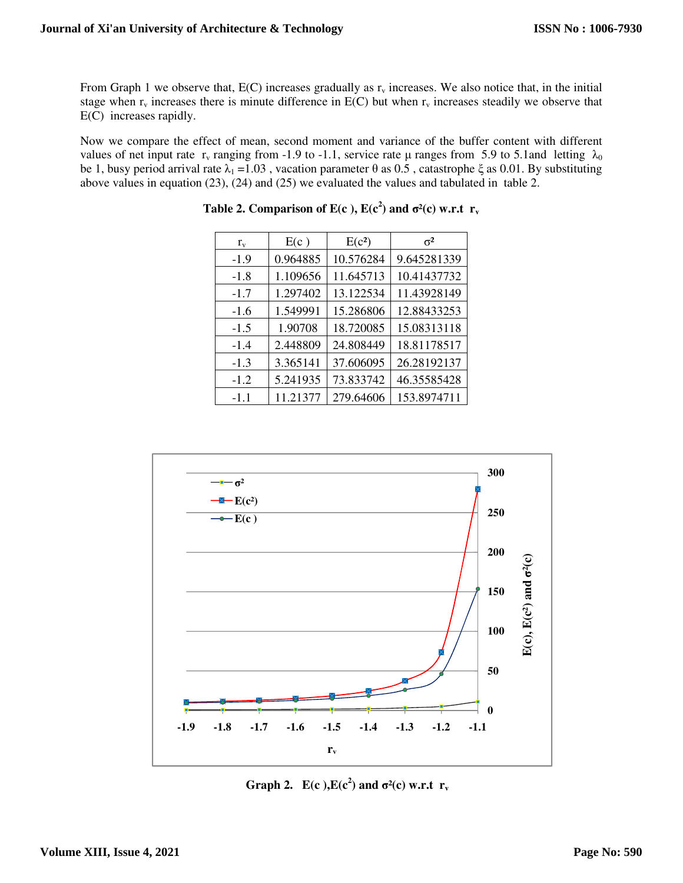From Graph 1 we observe that, E(C) increases gradually as $r_v$ increases. We also notice that, in the initial stage when $r_v$ increases there is minute difference in E(C) but when $r_v$ increases steadily we observe that E(C) increases rapidly.

Now we compare the effect of mean, second moment and variance of the buffer content with different values of net input rate $r_v$ ranging from -1.9 to -1.1, service rate $\mu$ ranges from 5.9 to 5.1and letting $\lambda_0$ be 1, busy period arrival rate $\lambda_1$ =1.03 , vacation parameter $\theta$ as 0.5 , catastrophe $\xi$ as 0.01. By substituting above values in equation (23), (24) and (25) we evaluated the values and tabulated in table 2.

**Table 2. Comparison of E(c ), E($c^2$) and $\sigma^2$(c) w.r.t $r_v$**

| $r_v$ | E(c ) | E($c^2$) | $\sigma^2$ |
|---|---|---|---|
| -1.9 | 0.964885 | 10.576284 | 9.645281339 |
| -1.8 | 1.109656 | 11.645713 | 10.41437732 |
| -1.7 | 1.297402 | 13.122534 | 11.43928149 |
| -1.6 | 1.549991 | 15.286806 | 12.88433253 |
| -1.5 | 1.90708 | 18.720085 | 15.08313118 |
| -1.4 | 2.448809 | 24.808449 | 18.81178517 |
| -1.3 | 3.365141 | 37.606095 | 26.28192137 |
| -1.2 | 5.241935 | 73.833742 | 46.35585428 |
| -1.1 | 11.21377 | 279.64606 | 153.8974711 |

**Graph 2. E(c ),E($c^2$) and $\sigma^2$(c) w.r.t $r_v$**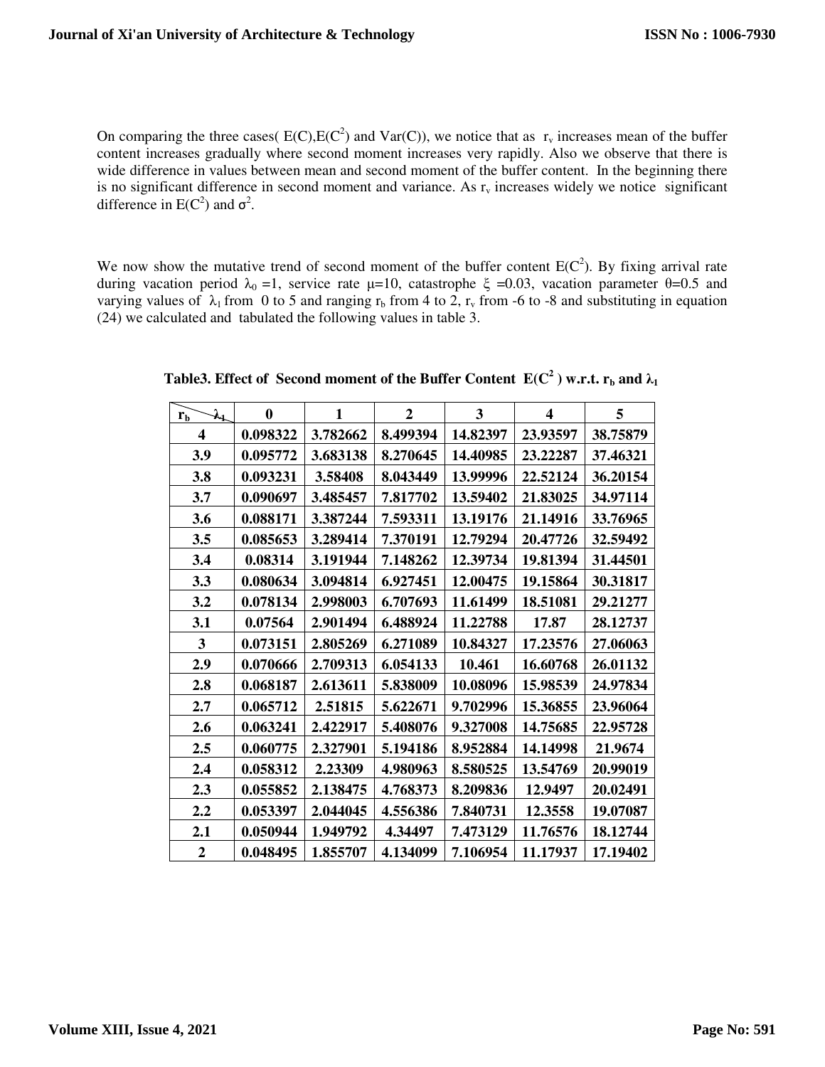On comparing the three cases( E(C),$E(C^2)$ and Var(C)), we notice that as $r_v$ increases mean of the buffer content increases gradually where second moment increases very rapidly. Also we observe that there is wide difference in values between mean and second moment of the buffer content. In the beginning there is no significant difference in second moment and variance. As $r_v$ increases widely we notice significant difference in $E(C^2)$ and $\sigma^2$.

We now show the mutative trend of second moment of the buffer content $E(C^2)$. By fixing arrival rate during vacation period $\lambda_0 = 1$, service rate $\mu=10$, catastrophe $\xi = 0.03$, vacation parameter $\theta=0.5$ and varying values of $\lambda_1$ from 0 to 5 and ranging $r_b$ from 4 to 2, $r_v$ from -6 to -8 and substituting in equation (24) we calculated and tabulated the following values in table 3.

**Table3. Effect of Second moment of the Buffer Content $E(C^2)$ w.r.t. $r_b$ and $\lambda_1$**

| $r_b$ \ $\lambda_1$ | 0 | 1 | 2 | 3 | 4 | 5 |
|---|---|---|---|---|---|---|
| 4 | 0.098322 | 3.782662 | 8.499394 | 14.82397 | 23.93597 | 38.75879 |
| 3.9 | 0.095772 | 3.683138 | 8.270645 | 14.40985 | 23.22287 | 37.46321 |
| 3.8 | 0.093231 | 3.58408 | 8.043449 | 13.99996 | 22.52124 | 36.20154 |
| 3.7 | 0.090697 | 3.485457 | 7.817702 | 13.59402 | 21.83025 | 34.97114 |
| 3.6 | 0.088171 | 3.387244 | 7.593311 | 13.19176 | 21.14916 | 33.76965 |
| 3.5 | 0.085653 | 3.289414 | 7.370191 | 12.79294 | 20.47726 | 32.59492 |
| 3.4 | 0.08314 | 3.191944 | 7.148262 | 12.39734 | 19.81394 | 31.44501 |
| 3.3 | 0.080634 | 3.094814 | 6.927451 | 12.00475 | 19.15864 | 30.31817 |
| 3.2 | 0.078134 | 2.998003 | 6.707693 | 11.61499 | 18.51081 | 29.21277 |
| 3.1 | 0.07564 | 2.901494 | 6.488924 | 11.22788 | 17.87 | 28.12737 |
| 3 | 0.073151 | 2.805269 | 6.271089 | 10.84327 | 17.23576 | 27.06063 |
| 2.9 | 0.070666 | 2.709313 | 6.054133 | 10.461 | 16.60768 | 26.01132 |
| 2.8 | 0.068187 | 2.613611 | 5.838009 | 10.08096 | 15.98539 | 24.97834 |
| 2.7 | 0.065712 | 2.51815 | 5.622671 | 9.702996 | 15.36855 | 23.96064 |
| 2.6 | 0.063241 | 2.422917 | 5.408076 | 9.327008 | 14.75685 | 22.95728 |
| 2.5 | 0.060775 | 2.327901 | 5.194186 | 8.952884 | 14.14998 | 21.9674 |
| 2.4 | 0.058312 | 2.23309 | 4.980963 | 8.580525 | 13.54769 | 20.99019 |
| 2.3 | 0.055852 | 2.138475 | 4.768373 | 8.209836 | 12.9497 | 20.02491 |
| 2.2 | 0.053397 | 2.044045 | 4.556386 | 7.840731 | 12.3558 | 19.07087 |
| 2.1 | 0.050944 | 1.949792 | 4.34497 | 7.473129 | 11.76576 | 18.12744 |
| 2 | 0.048495 | 1.855707 | 4.134099 | 7.106954 | 11.17937 | 17.19402 |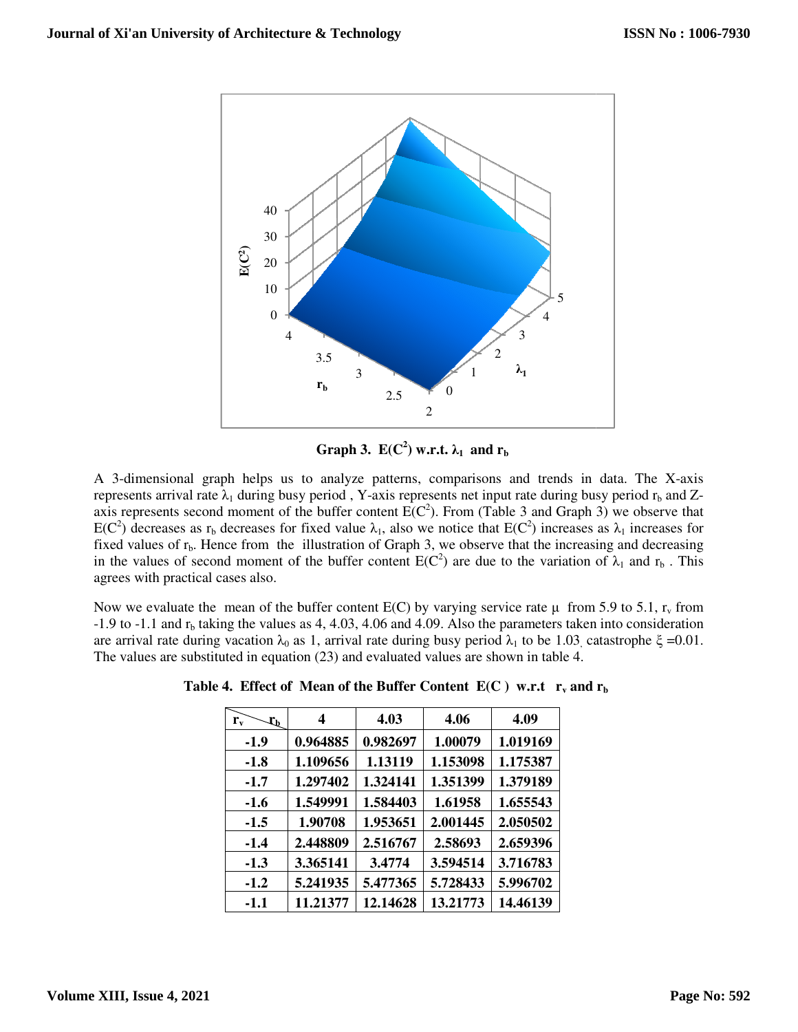Graph 3. $E(C^2)$ w.r.t. $\lambda_1$ and $r_b$

A 3-dimensional graph helps us to analyze patterns, comparisons and trends in data. The X-axis represents arrival rate $\lambda_1$ during busy period , Y-axis represents net input rate during busy period $r_b$ and Z-axis represents second moment of the buffer content $E(C^2)$. From (Table 3 and Graph 3) we observe that $E(C^2)$ decreases as $r_b$ decreases for fixed value $\lambda_1$, also we notice that $E(C^2)$ increases as $\lambda_1$ increases for fixed values of $r_b$. Hence from the illustration of Graph 3, we observe that the increasing and decreasing in the values of second moment of the buffer content $E(C^2)$ are due to the variation of $\lambda_1$ and $r_b$ . This agrees with practical cases also.

Now we evaluate the mean of the buffer content E(C) by varying service rate $\mu$ from 5.9 to 5.1, $r_v$ from -1.9 to -1.1 and $r_b$ taking the values as 4, 4.03, 4.06 and 4.09. Also the parameters taken into consideration are arrival rate during vacation $\lambda_0$ as 1, arrival rate during busy period $\lambda_1$ to be 1.03, catastrophe $\xi$ =0.01. The values are substituted in equation (23) and evaluated values are shown in table 4.

**Table 4. Effect of Mean of the Buffer Content E(C ) w.r.t $r_v$ and $r_b$**

| $r_v$ \ $r_b$ | 4 | 4.03 | 4.06 | 4.09 |
|---|---|---|---|---|
| -1.9 | 0.964885 | 0.982697 | 1.00079 | 1.019169 |
| -1.8 | 1.109656 | 1.13119 | 1.153098 | 1.175387 |
| -1.7 | 1.297402 | 1.324141 | 1.351399 | 1.379189 |
| -1.6 | 1.549991 | 1.584403 | 1.61958 | 1.655543 |
| -1.5 | 1.90708 | 1.953651 | 2.001445 | 2.050502 |
| -1.4 | 2.448809 | 2.516767 | 2.58693 | 2.659396 |
| -1.3 | 3.365141 | 3.4774 | 3.594514 | 3.716783 |
| -1.2 | 5.241935 | 5.477365 | 5.728433 | 5.996702 |
| -1.1 | 11.21377 | 12.14628 | 13.21773 | 14.46139 |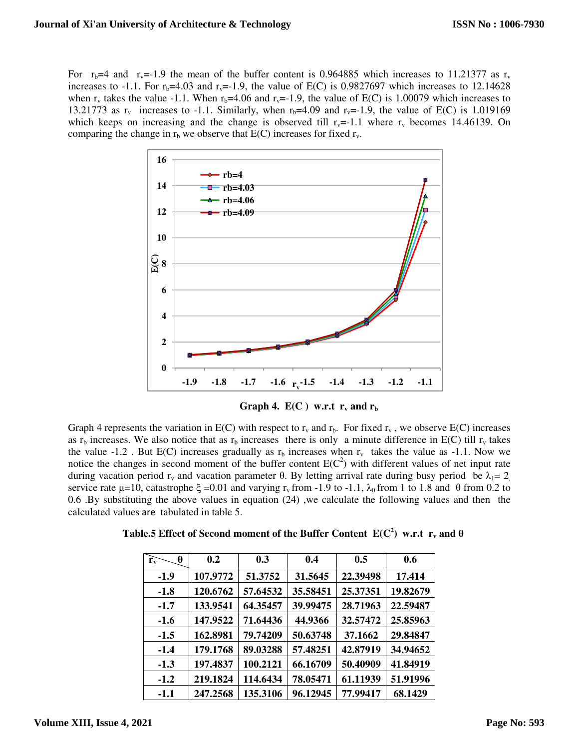For $r_b$=4 and $r_v$=-1.9 the mean of the buffer content is 0.964885 which increases to 11.21377 as $r_v$ increases to -1.1. For $r_b$=4.03 and $r_v$=-1.9, the value of E(C) is 0.9827697 which increases to 12.14628 when $r_v$ takes the value -1.1. When $r_b$=4.06 and $r_v$=-1.9, the value of E(C) is 1.00079 which increases to 13.21773 as $r_v$ increases to -1.1. Similarly, when $r_b$=4.09 and $r_v$=-1.9, the value of E(C) is 1.019169 which keeps on increasing and the change is observed till $r_v$=-1.1 where $r_v$ becomes 14.46139. On comparing the change in $r_b$ we observe that E(C) increases for fixed $r_v$.

**Graph 4. E(C ) w.r.t $r_v$ and $r_b$**

Graph 4 represents the variation in E(C) with respect to $r_v$ and $r_b$. For fixed $r_v$ , we observe E(C) increases as $r_b$ increases. We also notice that as $r_b$ increases there is only a minute difference in E(C) till $r_v$ takes the value -1.2 . But E(C) increases gradually as $r_b$ increases when $r_v$ takes the value as -1.1. Now we notice the changes in second moment of the buffer content $E(C^2)$ with different values of net input rate during vacation period $r_v$ and vacation parameter θ. By letting arrival rate during busy period be $\lambda_1$= 2, service rate μ=10, catastrophe ξ =0.01 and varying $r_v$ from -1.9 to -1.1, $\lambda_0$ from 1 to 1.8 and θ from 0.2 to 0.6 .By substituting the above values in equation (24) ,we calculate the following values and then the calculated values are tabulated in table 5.

**Table.5 Effect of Second moment of the Buffer Content $E(C^2)$ w.r.t $r_v$ and θ**

| $r_v$ \ θ | 0.2 | 0.3 | 0.4 | 0.5 | 0.6 |
|---|---|---|---|---|---|
| -1.9 | 107.9772 | 51.3752 | 31.5645 | 22.39498 | 17.414 |
| -1.8 | 120.6762 | 57.64532 | 35.58451 | 25.37351 | 19.82679 |
| -1.7 | 133.9541 | 64.35457 | 39.99475 | 28.71963 | 22.59487 |
| -1.6 | 147.9522 | 71.64436 | 44.9366 | 32.57472 | 25.85963 |
| -1.5 | 162.8981 | 79.74209 | 50.63748 | 37.1662 | 29.84847 |
| -1.4 | 179.1768 | 89.03288 | 57.48251 | 42.87919 | 34.94652 |
| -1.3 | 197.4837 | 100.2121 | 66.16709 | 50.40909 | 41.84919 |
| -1.2 | 219.1824 | 114.6434 | 78.05471 | 61.11939 | 51.91996 |
| -1.1 | 247.2568 | 135.3106 | 96.12945 | 77.99417 | 68.1429 |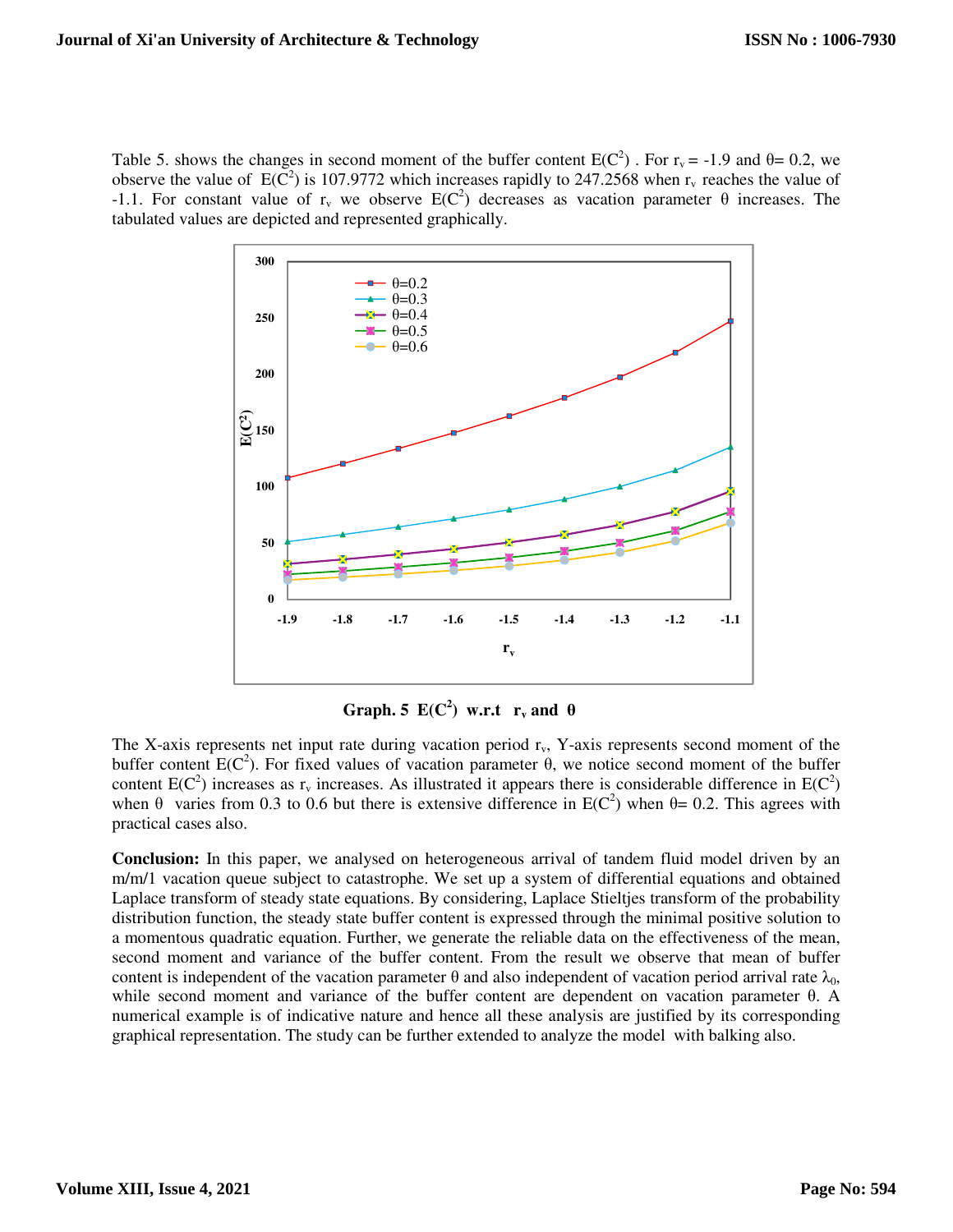Table 5. shows the changes in second moment of the buffer content $E(C^2)$ . For $r_v = -1.9$ and $\theta = 0.2$, we observe the value of $E(C^2)$ is 107.9772 which increases rapidly to 247.2568 when $r_v$ reaches the value of -1.1. For constant value of $r_v$ we observe $E(C^2)$ decreases as vacation parameter $\theta$ increases. The tabulated values are depicted and represented graphically.

**Graph. 5 $E(C^2)$ w.r.t $r_v$ and $\theta$**

The X-axis represents net input rate during vacation period $r_v$, Y-axis represents second moment of the buffer content $E(C^2)$. For fixed values of vacation parameter $\theta$, we notice second moment of the buffer content $E(C^2)$ increases as $r_v$ increases. As illustrated it appears there is considerable difference in $E(C^2)$ when $\theta$ varies from 0.3 to 0.6 but there is extensive difference in $E(C^2)$ when $\theta = 0.2$. This agrees with practical cases also.

**Conclusion:** In this paper, we analysed on heterogeneous arrival of tandem fluid model driven by an m/m/1 vacation queue subject to catastrophe. We set up a system of differential equations and obtained Laplace transform of steady state equations. By considering, Laplace Stieltjes transform of the probability distribution function, the steady state buffer content is expressed through the minimal positive solution to a momentous quadratic equation. Further, we generate the reliable data on the effectiveness of the mean, second moment and variance of the buffer content. From the result we observe that mean of buffer content is independent of the vacation parameter $\theta$ and also independent of vacation period arrival rate $\lambda_0$, while second moment and variance of the buffer content are dependent on vacation parameter $\theta$. A numerical example is of indicative nature and hence all these analysis are justified by its corresponding graphical representation. The study can be further extended to analyze the model with balking also.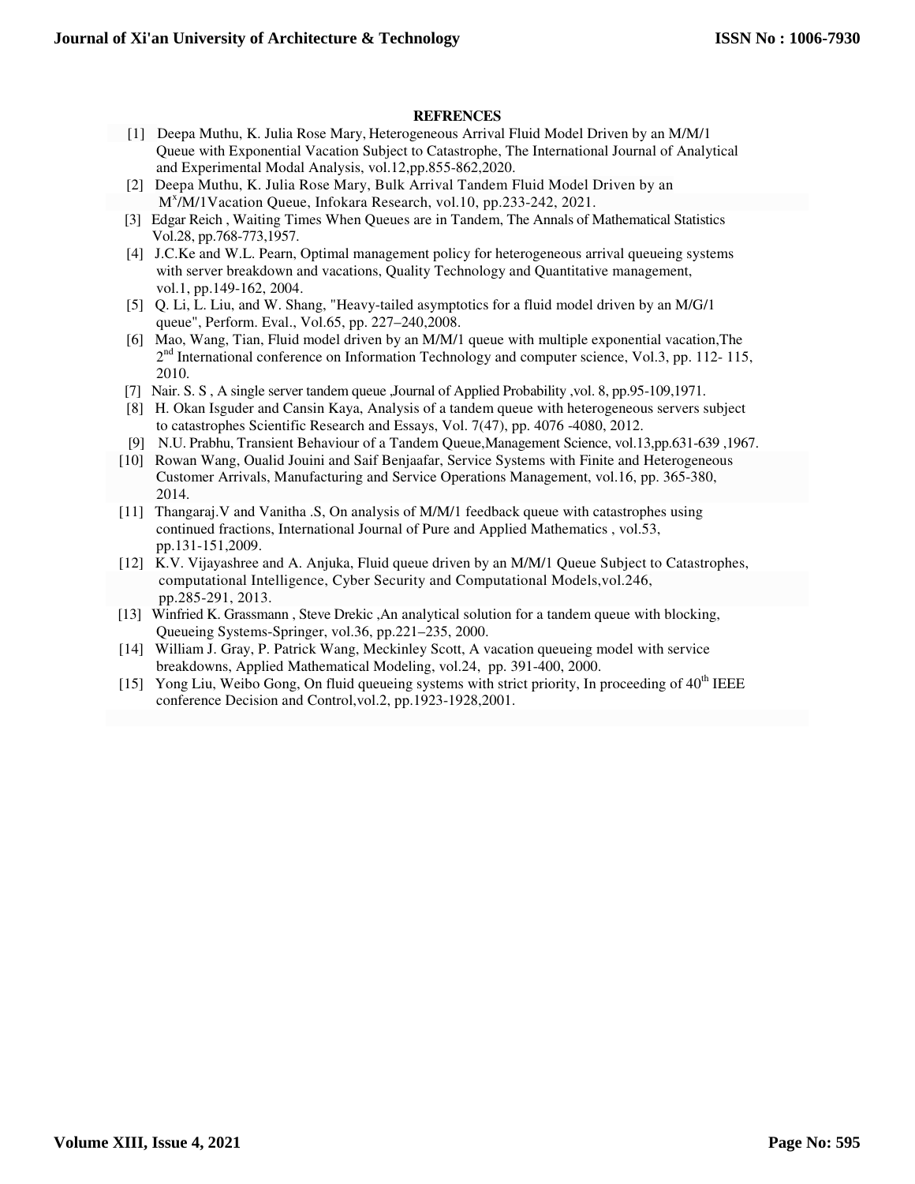## REFRENCES

[1] Deepa Muthu, K. Julia Rose Mary, Heterogeneous Arrival Fluid Model Driven by an M/M/1 Queue with Exponential Vacation Subject to Catastrophe, The International Journal of Analytical and Experimental Modal Analysis, vol.12,pp.855-862,2020.

[2] Deepa Muthu, K. Julia Rose Mary, Bulk Arrival Tandem Fluid Model Driven by an $M^x$/M/1Vacation Queue, Infokara Research, vol.10, pp.233-242, 2021.

[3] Edgar Reich , Waiting Times When Queues are in Tandem, The Annals of Mathematical Statistics Vol.28, pp.768-773,1957.

[4] J.C.Ke and W.L. Pearn, Optimal management policy for heterogeneous arrival queueing systems with server breakdown and vacations, Quality Technology and Quantitative management, vol.1, pp.149-162, 2004.

[5] Q. Li, L. Liu, and W. Shang, "Heavy-tailed asymptotics for a fluid model driven by an M/G/1 queue", Perform. Eval., Vol.65, pp. 227–240,2008.

[6] Mao, Wang, Tian, Fluid model driven by an M/M/1 queue with multiple exponential vacation,The 2nd International conference on Information Technology and computer science, Vol.3, pp. 112- 115, 2010.

[7] Nair. S. S , A single server tandem queue ,Journal of Applied Probability ,vol. 8, pp.95-109,1971.

[8] H. Okan Isguder and Cansin Kaya, Analysis of a tandem queue with heterogeneous servers subject to catastrophes Scientific Research and Essays, Vol. 7(47), pp. 4076 -4080, 2012.

[9] N.U. Prabhu, Transient Behaviour of a Tandem Queue,Management Science, vol.13,pp.631-639 ,1967.

[10] Rowan Wang, Oualid Jouini and Saif Benjaafar, Service Systems with Finite and Heterogeneous Customer Arrivals, Manufacturing and Service Operations Management, vol.16, pp. 365-380, 2014.

[11] Thangaraj.V and Vanitha .S, On analysis of M/M/1 feedback queue with catastrophes using continued fractions, International Journal of Pure and Applied Mathematics , vol.53, pp.131-151,2009.

[12] K.V. Vijayashree and A. Anjuka, Fluid queue driven by an M/M/1 Queue Subject to Catastrophes, computational Intelligence, Cyber Security and Computational Models,vol.246, pp.285-291, 2013.

[13] Winfried K. Grassmann , Steve Drekic ,An analytical solution for a tandem queue with blocking, Queueing Systems-Springer, vol.36, pp.221–235, 2000.

[14] William J. Gray, P. Patrick Wang, Meckinley Scott, A vacation queueing model with service breakdowns, Applied Mathematical Modeling, vol.24, pp. 391-400, 2000.

[15] Yong Liu, Weibo Gong, On fluid queueing systems with strict priority, In proceeding of 40th IEEE conference Decision and Control,vol.2, pp.1923-1928,2001.